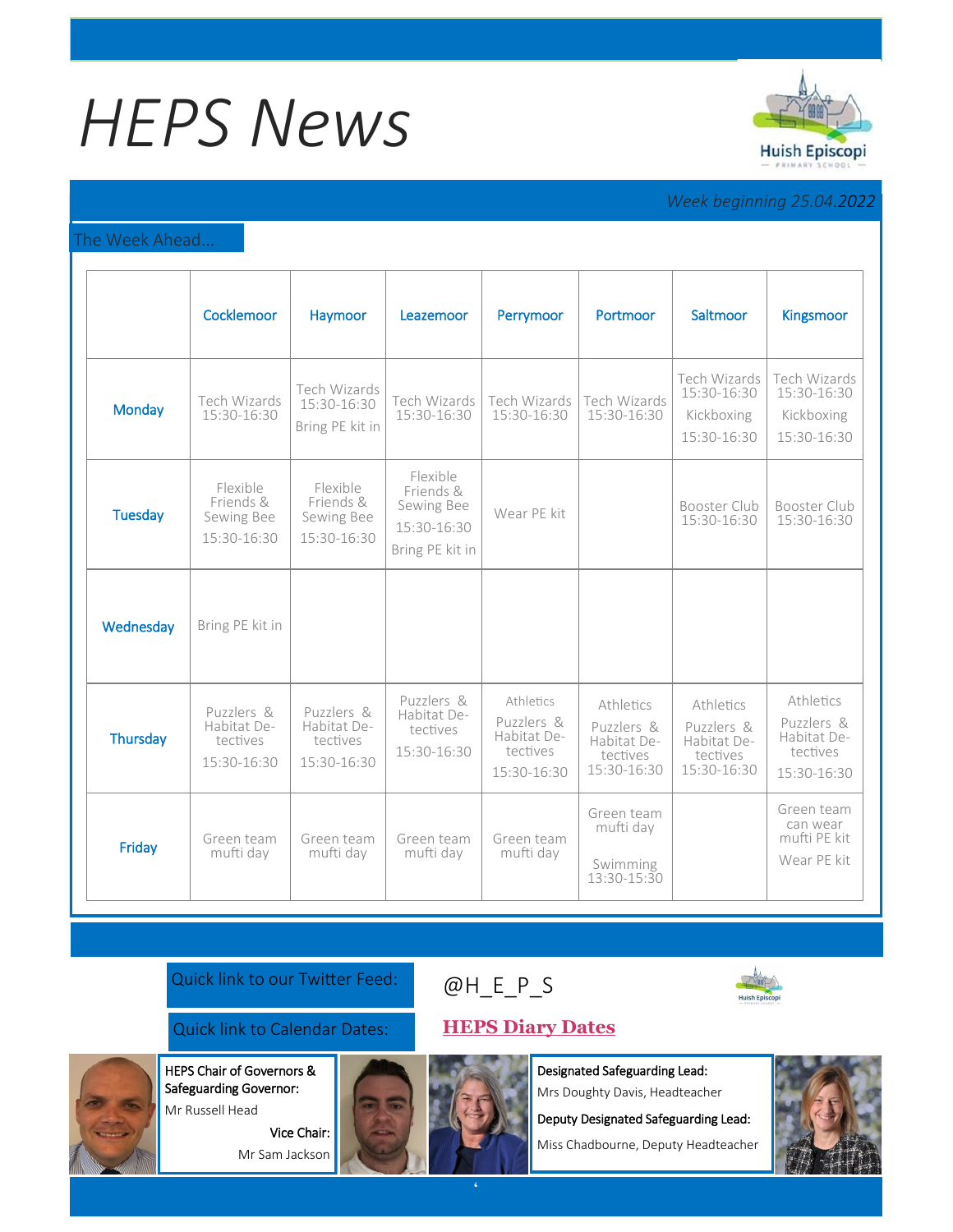# HEPS News

*Week beginning 25.04.2022*

## The Week Ahead...

| | Cocklemoor | Haymoor | Leazemoor | Perrymoor | Portmoor | Saltmoor | Kingsmoor |
|---|---|---|---|---|---|---|---|
| Monday | Tech Wizards 15:30-16:30 | Tech Wizards 15:30-16:30 Bring PE kit in | Tech Wizards 15:30-16:30 | Tech Wizards 15:30-16:30 | Tech Wizards 15:30-16:30 | Tech Wizards 15:30-16:30 Kickboxing 15:30-16:30 | Tech Wizards 15:30-16:30 Kickboxing 15:30-16:30 |
| Tuesday | Flexible Friends & Sewing Bee 15:30-16:30 | Flexible Friends & Sewing Bee 15:30-16:30 | Flexible Friends & Sewing Bee 15:30-16:30 Bring PE kit in | Wear PE kit | | Booster Club 15:30-16:30 | Booster Club 15:30-16:30 |
| Wednesday | Bring PE kit in | | | | | | |
| Thursday | Puzzlers & Habitat Detectives 15:30-16:30 | Puzzlers & Habitat Detectives 15:30-16:30 | Puzzlers & Habitat Detectives 15:30-16:30 | Athletics Puzzlers & Habitat Detectives 15:30-16:30 | Athletics Puzzlers & Habitat Detectives 15:30-16:30 | Athletics Puzzlers & Habitat Detectives 15:30-16:30 | Athletics Puzzlers & Habitat Detectives 15:30-16:30 |
| Friday | Green team mufti day | Green team mufti day | Green team mufti day | Green team mufti day | Green team mufti day Swimming 13:30-15:30 | | Green team can wear mufti PE kit Wear PE kit |

Quick link to our Twitter Feed: @H_E_P_S

Quick link to Calendar Dates: **HEPS Diary Dates**

**HEPS Chair of Governors & Safeguarding Governor:**
Mr Russell Head

**Vice Chair:**
Mr Sam Jackson

**Designated Safeguarding Lead:**
Mrs Doughty Davis, Headteacher

**Deputy Designated Safeguarding Lead:**
Miss Chadbourne, Deputy Headteacher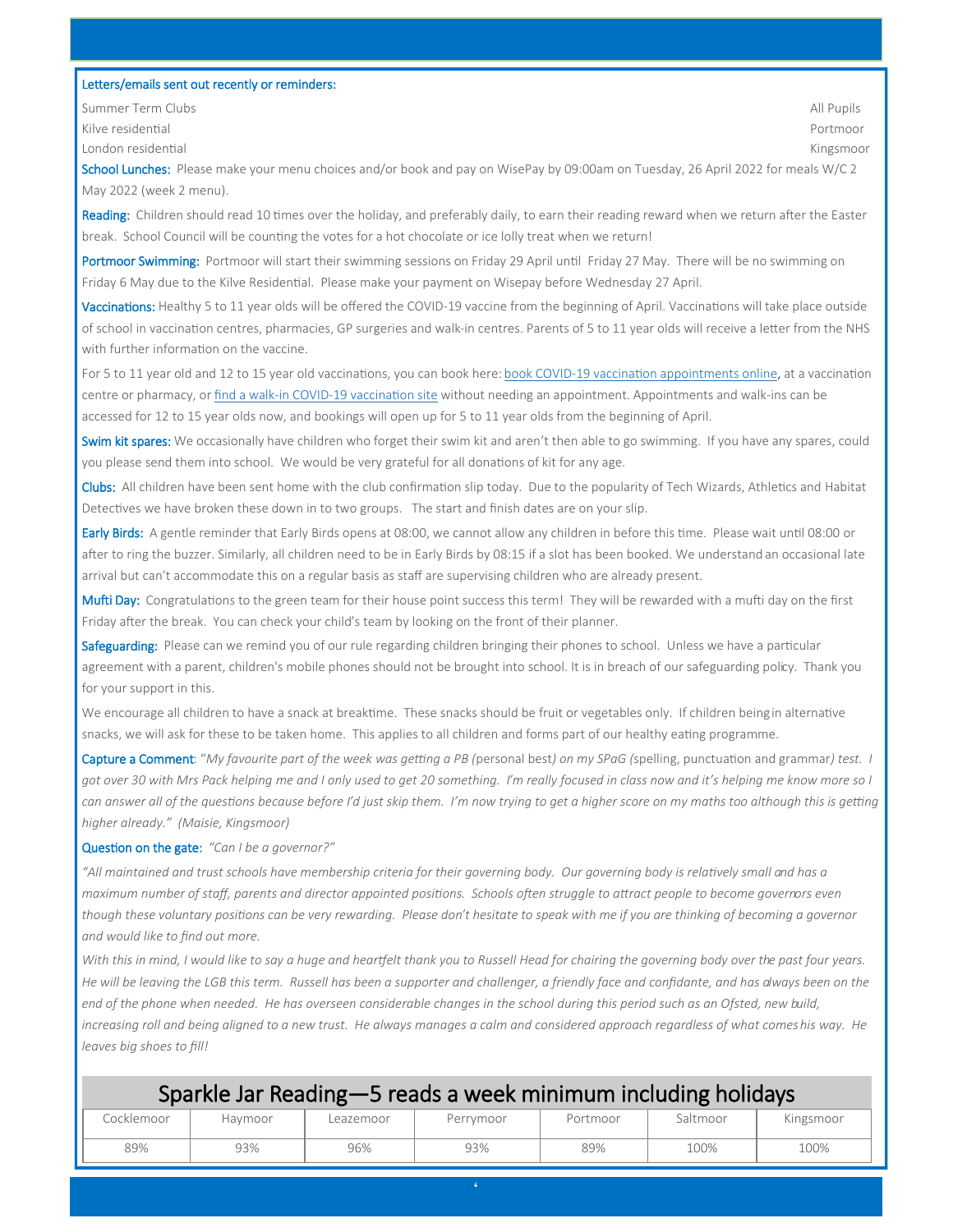Letters/emails sent out recently or reminders:

| | |
|---|---|
| Summer Term Clubs | All Pupils |
| Kilve residential | Portmoor |
| London residential | Kingsmoor |

**School Lunches:** Please make your menu choices and/or book and pay on WisePay by 09:00am on Tuesday, 26 April 2022 for meals W/C 2 May 2022 (week 2 menu).

**Reading:** Children should read 10 times over the holiday, and preferably daily, to earn their reading reward when we return after the Easter break. School Council will be counting the votes for a hot chocolate or ice lolly treat when we return!

**Portmoor Swimming:** Portmoor will start their swimming sessions on Friday 29 April until Friday 27 May. There will be no swimming on Friday 6 May due to the Kilve Residential. Please make your payment on Wisepay before Wednesday 27 April.

**Vaccinations:** Healthy 5 to 11 year olds will be offered the COVID-19 vaccine from the beginning of April. Vaccinations will take place outside of school in vaccination centres, pharmacies, GP surgeries and walk-in centres. Parents of 5 to 11 year olds will receive a letter from the NHS with further information on the vaccine.

For 5 to 11 year old and 12 to 15 year old vaccinations, you can book here: book COVID-19 vaccination appointments online, at a vaccination centre or pharmacy, or find a walk-in COVID-19 vaccination site without needing an appointment. Appointments and walk-ins can be accessed for 12 to 15 year olds now, and bookings will open up for 5 to 11 year olds from the beginning of April.

**Swim kit spares:** We occasionally have children who forget their swim kit and aren't then able to go swimming. If you have any spares, could you please send them into school. We would be very grateful for all donations of kit for any age.

**Clubs:** All children have been sent home with the club confirmation slip today. Due to the popularity of Tech Wizards, Athletics and Habitat Detectives we have broken these down in to two groups. The start and finish dates are on your slip.

**Early Birds:** A gentle reminder that Early Birds opens at 08:00, we cannot allow any children in before this time. Please wait until 08:00 or after to ring the buzzer. Similarly, all children need to be in Early Birds by 08:15 if a slot has been booked. We understand an occasional late arrival but can't accommodate this on a regular basis as staff are supervising children who are already present.

**Mufti Day:** Congratulations to the green team for their house point success this term! They will be rewarded with a mufti day on the first Friday after the break. You can check your child's team by looking on the front of their planner.

**Safeguarding:** Please can we remind you of our rule regarding children bringing their phones to school. Unless we have a particular agreement with a parent, children's mobile phones should not be brought into school. It is in breach of our safeguarding policy. Thank you for your support in this.

We encourage all children to have a snack at breaktime. These snacks should be fruit or vegetables only. If children being in alternative snacks, we will ask for these to be taken home. This applies to all children and forms part of our healthy eating programme.

**Capture a Comment**: *"My favourite part of the week was getting a PB (*personal best*) on my SPaG (*spelling, punctuation and grammar*) test. I got over 30 with Mrs Pack helping me and I only used to get 20 something. I'm really focused in class now and it's helping me know more so I can answer all of the questions because before I'd just skip them. I'm now trying to get a higher score on my maths too although this is getting higher already." (Maisie, Kingsmoor)*

**Question on the gate:** *"Can I be a governor?"*

*"All maintained and trust schools have membership criteria for their governing body. Our governing body is relatively small and has a maximum number of staff, parents and director appointed positions. Schools often struggle to attract people to become governors even though these voluntary positions can be very rewarding. Please don't hesitate to speak with me if you are thinking of becoming a governor and would like to find out more.*

*With this in mind, I would like to say a huge and heartfelt thank you to Russell Head for chairing the governing body over the past four years. He will be leaving the LGB this term. Russell has been a supporter and challenger, a friendly face and confidante, and has always been on the end of the phone when needed. He has overseen considerable changes in the school during this period such as an Ofsted, new build, increasing roll and being aligned to a new trust. He always manages a calm and considered approach regardless of what comes his way. He leaves big shoes to fill!*

## Sparkle Jar Reading—5 reads a week minimum including holidays

| Cocklemoor | Haymoor | Leazemoor | Perrymoor | Portmoor | Saltmoor | Kingsmoor |
|---|---|---|---|---|---|---|
| 89% | 93% | 96% | 93% | 89% | 100% | 100% |